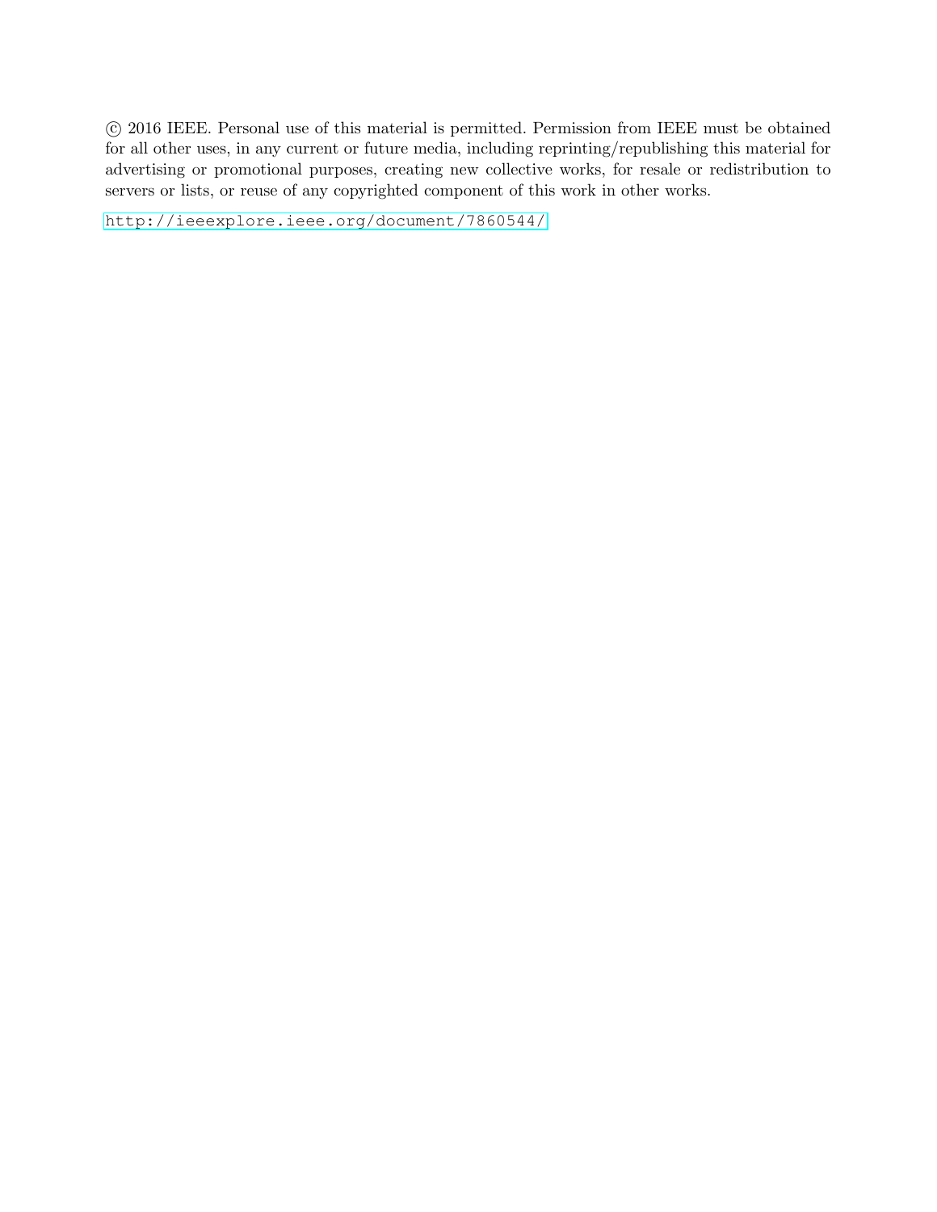© 2016 IEEE. Personal use of this material is permitted. Permission from IEEE must be obtained for all other uses, in any current or future media, including reprinting/republishing this material for advertising or promotional purposes, creating new collective works, for resale or redistribution to servers or lists, or reuse of any copyrighted component of this work in other works.

http://ieeexplore.ieee.org/document/7860544/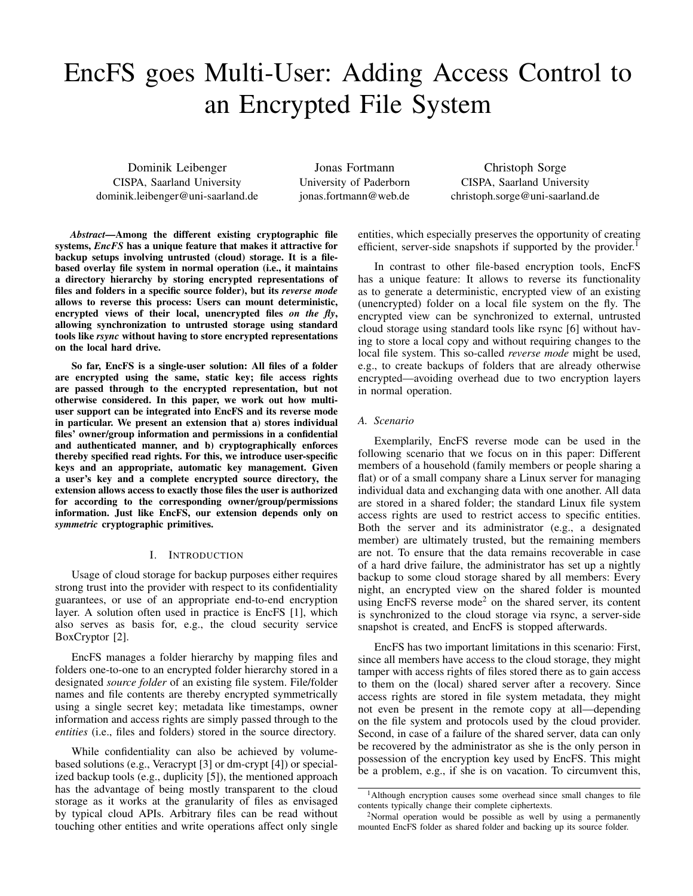# EncFS goes Multi-User: Adding Access Control to an Encrypted File System

Dominik Leibenger
CISPA, Saarland University
dominik.leibenger@uni-saarland.de

Jonas Fortmann
University of Paderborn
jonas.fortmann@web.de

Christoph Sorge
CISPA, Saarland University
christoph.sorge@uni-saarland.de

***Abstract*—Among the different existing cryptographic file systems, *EncFS* has a unique feature that makes it attractive for backup setups involving untrusted (cloud) storage. It is a file-based overlay file system in normal operation (i.e., it maintains a directory hierarchy by storing encrypted representations of files and folders in a specific source folder), but its *reverse mode* allows to reverse this process: Users can mount deterministic, encrypted views of their local, unencrypted files *on the fly*, allowing synchronization to untrusted storage using standard tools like *rsync* without having to store encrypted representations on the local hard drive.**

**So far, EncFS is a single-user solution: All files of a folder are encrypted using the same, static key; file access rights are passed through to the encrypted representation, but not otherwise considered. In this paper, we work out how multi-user support can be integrated into EncFS and its reverse mode in particular. We present an extension that a) stores individual files' owner/group information and permissions in a confidential and authenticated manner, and b) cryptographically enforces thereby specified read rights. For this, we introduce user-specific keys and an appropriate, automatic key management. Given a user's key and a complete encrypted source directory, the extension allows access to exactly those files the user is authorized for according to the corresponding owner/group/permissions information. Just like EncFS, our extension depends only on *symmetric* cryptographic primitives.**

## I. Introduction

Usage of cloud storage for backup purposes either requires strong trust into the provider with respect to its confidentiality guarantees, or use of an appropriate end-to-end encryption layer. A solution often used in practice is EncFS [1], which also serves as basis for, e.g., the cloud security service BoxCryptor [2].

EncFS manages a folder hierarchy by mapping files and folders one-to-one to an encrypted folder hierarchy stored in a designated *source folder* of an existing file system. File/folder names and file contents are thereby encrypted symmetrically using a single secret key; metadata like timestamps, owner information and access rights are simply passed through to the *entities* (i.e., files and folders) stored in the source directory.

While confidentiality can also be achieved by volume-based solutions (e.g., Veracrypt [3] or dm-crypt [4]) or specialized backup tools (e.g., duplicity [5]), the mentioned approach has the advantage of being mostly transparent to the cloud storage as it works at the granularity of files as envisaged by typical cloud APIs. Arbitrary files can be read without touching other entities and write operations affect only single entities, which especially preserves the opportunity of creating efficient, server-side snapshots if supported by the provider.[1]

In contrast to other file-based encryption tools, EncFS has a unique feature: It allows to reverse its functionality as to generate a deterministic, encrypted view of an existing (unencrypted) folder on a local file system on the fly. The encrypted view can be synchronized to external, untrusted cloud storage using standard tools like rsync [6] without having to store a local copy and without requiring changes to the local file system. This so-called *reverse mode* might be used, e.g., to create backups of folders that are already otherwise encrypted—avoiding overhead due to two encryption layers in normal operation.

### A. Scenario

Exemplarily, EncFS reverse mode can be used in the following scenario that we focus on in this paper: Different members of a household (family members or people sharing a flat) or of a small company share a Linux server for managing individual data and exchanging data with one another. All data are stored in a shared folder; the standard Linux file system access rights are used to restrict access to specific entities. Both the server and its administrator (e.g., a designated member) are ultimately trusted, but the remaining members are not. To ensure that the data remains recoverable in case of a hard drive failure, the administrator has set up a nightly backup to some cloud storage shared by all members: Every night, an encrypted view on the shared folder is mounted using EncFS reverse mode[2] on the shared server, its content is synchronized to the cloud storage via rsync, a server-side snapshot is created, and EncFS is stopped afterwards.

EncFS has two important limitations in this scenario: First, since all members have access to the cloud storage, they might tamper with access rights of files stored there as to gain access to them on the (local) shared server after a recovery. Since access rights are stored in file system metadata, they might not even be present in the remote copy at all—depending on the file system and protocols used by the cloud provider. Second, in case of a failure of the shared server, data can only be recovered by the administrator as she is the only person in possession of the encryption key used by EncFS. This might be a problem, e.g., if she is on vacation. To circumvent this,

[1] Although encryption causes some overhead since small changes to file contents typically change their complete ciphertexts.

[2] Normal operation would be possible as well by using a permanently mounted EncFS folder as shared folder and backing up its source folder.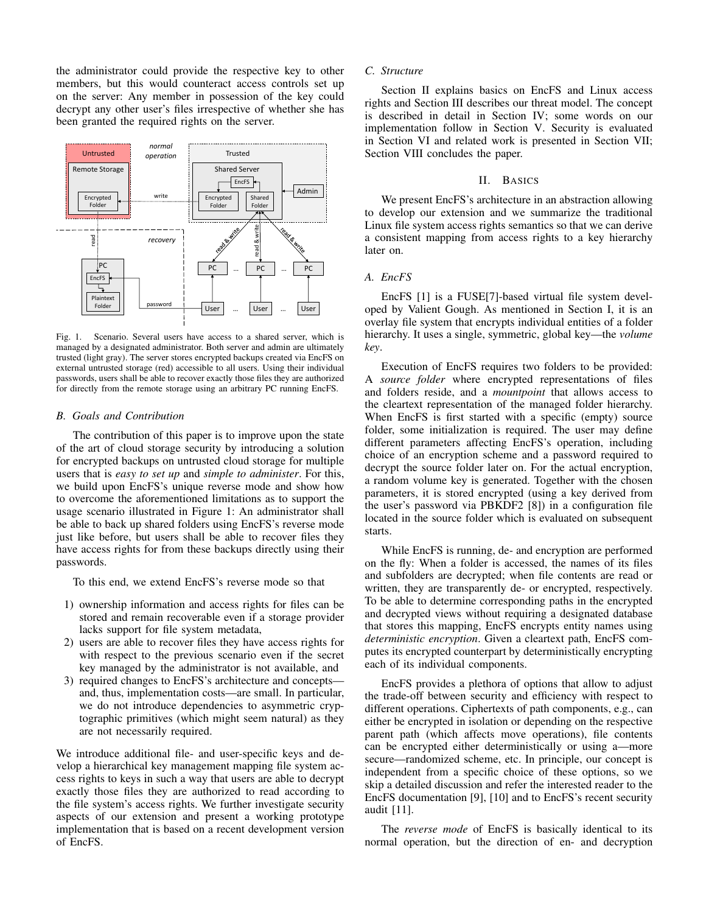the administrator could provide the respective key to other members, but this would counteract access controls set up on the server: Any member in possession of the key could decrypt any other user's files irrespective of whether she has been granted the required rights on the server.

Fig. 1. Scenario. Several users have access to a shared server, which is managed by a designated administrator. Both server and admin are ultimately trusted (light gray). The server stores encrypted backups created via EncFS on external untrusted storage (red) accessible to all users. Using their individual passwords, users shall be able to recover exactly those files they are authorized for directly from the remote storage using an arbitrary PC running EncFS.

### B. Goals and Contribution

The contribution of this paper is to improve upon the state of the art of cloud storage security by introducing a solution for encrypted backups on untrusted cloud storage for multiple users that is *easy to set up* and *simple to administer*. For this, we build upon EncFS's unique reverse mode and show how to overcome the aforementioned limitations so as to support the usage scenario illustrated in Figure 1: An administrator shall be able to back up shared folders using EncFS's reverse mode just like before, but users shall be able to recover files they have access rights for from these backups directly using their passwords.

To this end, we extend EncFS's reverse mode so that

1) ownership information and access rights for files can be stored and remain recoverable even if a storage provider lacks support for file system metadata,
2) users are able to recover files they have access rights for with respect to the previous scenario even if the secret key managed by the administrator is not available, and
3) required changes to EncFS's architecture and concepts—and, thus, implementation costs—are small. In particular, we do not introduce dependencies to asymmetric cryptographic primitives (which might seem natural) as they are not necessarily required.

We introduce additional file- and user-specific keys and develop a hierarchical key management mapping file system access rights to keys in such a way that users are able to decrypt exactly those files they are authorized to read according to the file system's access rights. We further investigate security aspects of our extension and present a working prototype implementation that is based on a recent development version of EncFS.

### C. Structure

Section II explains basics on EncFS and Linux access rights and Section III describes our threat model. The concept is described in detail in Section IV; some words on our implementation follow in Section V. Security is evaluated in Section VI and related work is presented in Section VII; Section VIII concludes the paper.

## II. Basics

We present EncFS's architecture in an abstraction allowing to develop our extension and we summarize the traditional Linux file system access rights semantics so that we can derive a consistent mapping from access rights to a key hierarchy later on.

### A. EncFS

EncFS [1] is a FUSE[7]-based virtual file system developed by Valient Gough. As mentioned in Section I, it is an overlay file system that encrypts individual entities of a folder hierarchy. It uses a single, symmetric, global key—the *volume key*.

Execution of EncFS requires two folders to be provided: A *source folder* where encrypted representations of files and folders reside, and a *mountpoint* that allows access to the cleartext representation of the managed folder hierarchy. When EncFS is first started with a specific (empty) source folder, some initialization is required. The user may define different parameters affecting EncFS's operation, including choice of an encryption scheme and a password required to decrypt the source folder later on. For the actual encryption, a random volume key is generated. Together with the chosen parameters, it is stored encrypted (using a key derived from the user's password via PBKDF2 [8]) in a configuration file located in the source folder which is evaluated on subsequent starts.

While EncFS is running, de- and encryption are performed on the fly: When a folder is accessed, the names of its files and subfolders are decrypted; when file contents are read or written, they are transparently de- or encrypted, respectively. To be able to determine corresponding paths in the encrypted and decrypted views without requiring a designated database that stores this mapping, EncFS encrypts entity names using *deterministic encryption*. Given a cleartext path, EncFS computes its encrypted counterpart by deterministically encrypting each of its individual components.

EncFS provides a plethora of options that allow to adjust the trade-off between security and efficiency with respect to different operations. Ciphertexts of path components, e.g., can either be encrypted in isolation or depending on the respective parent path (which affects move operations), file contents can be encrypted either deterministically or using a—more secure—randomized scheme, etc. In principle, our concept is independent from a specific choice of these options, so we skip a detailed discussion and refer the interested reader to the EncFS documentation [9], [10] and to EncFS's recent security audit [11].

The *reverse mode* of EncFS is basically identical to its normal operation, but the direction of en- and decryption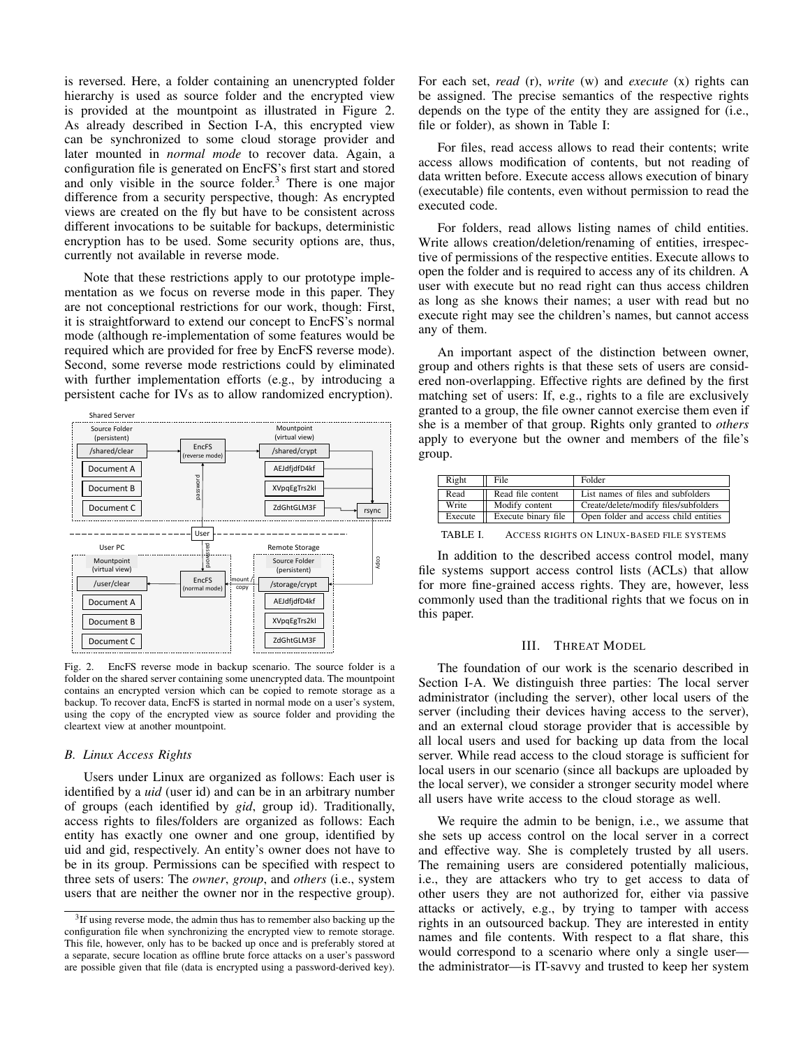is reversed. Here, a folder containing an unencrypted folder hierarchy is used as source folder and the encrypted view is provided at the mountpoint as illustrated in Figure 2. As already described in Section I-A, this encrypted view can be synchronized to some cloud storage provider and later mounted in *normal mode* to recover data. Again, a configuration file is generated on EncFS's first start and stored and only visible in the source folder.[3] There is one major difference from a security perspective, though: As encrypted views are created on the fly but have to be consistent across different invocations to be suitable for backups, deterministic encryption has to be used. Some security options are, thus, currently not available in reverse mode.

Note that these restrictions apply to our prototype implementation as we focus on reverse mode in this paper. They are not conceptional restrictions for our work, though: First, it is straightforward to extend our concept to EncFS's normal mode (although re-implementation of some features would be required which are provided for free by EncFS reverse mode). Second, some reverse mode restrictions could by eliminated with further implementation efforts (e.g., by introducing a persistent cache for IVs as to allow randomized encryption).

Fig. 2. EncFS reverse mode in backup scenario. The source folder is a folder on the shared server containing some unencrypted data. The mountpoint contains an encrypted version which can be copied to remote storage as a backup. To recover data, EncFS is started in normal mode on a user's system, using the copy of the encrypted view as source folder and providing the cleartext view at another mountpoint.

### B. Linux Access Rights

Users under Linux are organized as follows: Each user is identified by a *uid* (user id) and can be in an arbitrary number of groups (each identified by *gid*, group id). Traditionally, access rights to files/folders are organized as follows: Each entity has exactly one owner and one group, identified by uid and gid, respectively. An entity's owner does not have to be in its group. Permissions can be specified with respect to three sets of users: The *owner*, *group*, and *others* (i.e., system users that are neither the owner nor in the respective group). For each set, *read* (r), *write* (w) and *execute* (x) rights can be assigned. The precise semantics of the respective rights depends on the type of the entity they are assigned for (i.e., file or folder), as shown in Table I:

For files, read access allows to read their contents; write access allows modification of contents, but not reading of data written before. Execute access allows execution of binary (executable) file contents, even without permission to read the executed code.

For folders, read allows listing names of child entities. Write allows creation/deletion/renaming of entities, irrespective of permissions of the respective entities. Execute allows to open the folder and is required to access any of its children. A user with execute but no read right can thus access children as long as she knows their names; a user with read but no execute right may see the children's names, but cannot access any of them.

An important aspect of the distinction between owner, group and others rights is that these sets of users are considered non-overlapping. Effective rights are defined by the first matching set of users: If, e.g., rights to a file are exclusively granted to a group, the file owner cannot exercise them even if she is a member of that group. Rights only granted to *others* apply to everyone but the owner and members of the file's group.

| Right | File | Folder |
|---|---|---|
| Read | Read file content | List names of files and subfolders |
| Write | Modify content | Create/delete/modify files/subfolders |
| Execute | Execute binary file | Open folder and access child entities |

TABLE I. ACCESS RIGHTS ON LINUX-BASED FILE SYSTEMS

In addition to the described access control model, many file systems support access control lists (ACLs) that allow for more fine-grained access rights. They are, however, less commonly used than the traditional rights that we focus on in this paper.

## III. THREAT MODEL

The foundation of our work is the scenario described in Section I-A. We distinguish three parties: The local server administrator (including the server), other local users of the server (including their devices having access to the server), and an external cloud storage provider that is accessible by all local users and used for backing up data from the local server. While read access to the cloud storage is sufficient for local users in our scenario (since all backups are uploaded by the local server), we consider a stronger security model where all users have write access to the cloud storage as well.

We require the admin to be benign, i.e., we assume that she sets up access control on the local server in a correct and effective way. She is completely trusted by all users. The remaining users are considered potentially malicious, i.e., they are attackers who try to get access to data of other users they are not authorized for, either via passive attacks or actively, e.g., by trying to tamper with access rights in an outsourced backup. They are interested in entity names and file contents. With respect to a flat share, this would correspond to a scenario where only a single user—the administrator—is IT-savvy and trusted to keep her system

[3] If using reverse mode, the admin thus has to remember also backing up the configuration file when synchronizing the encrypted view to remote storage. This file, however, only has to be backed up once and is preferably stored at a separate, secure location as offline brute force attacks on a user's password are possible given that file (data is encrypted using a password-derived key).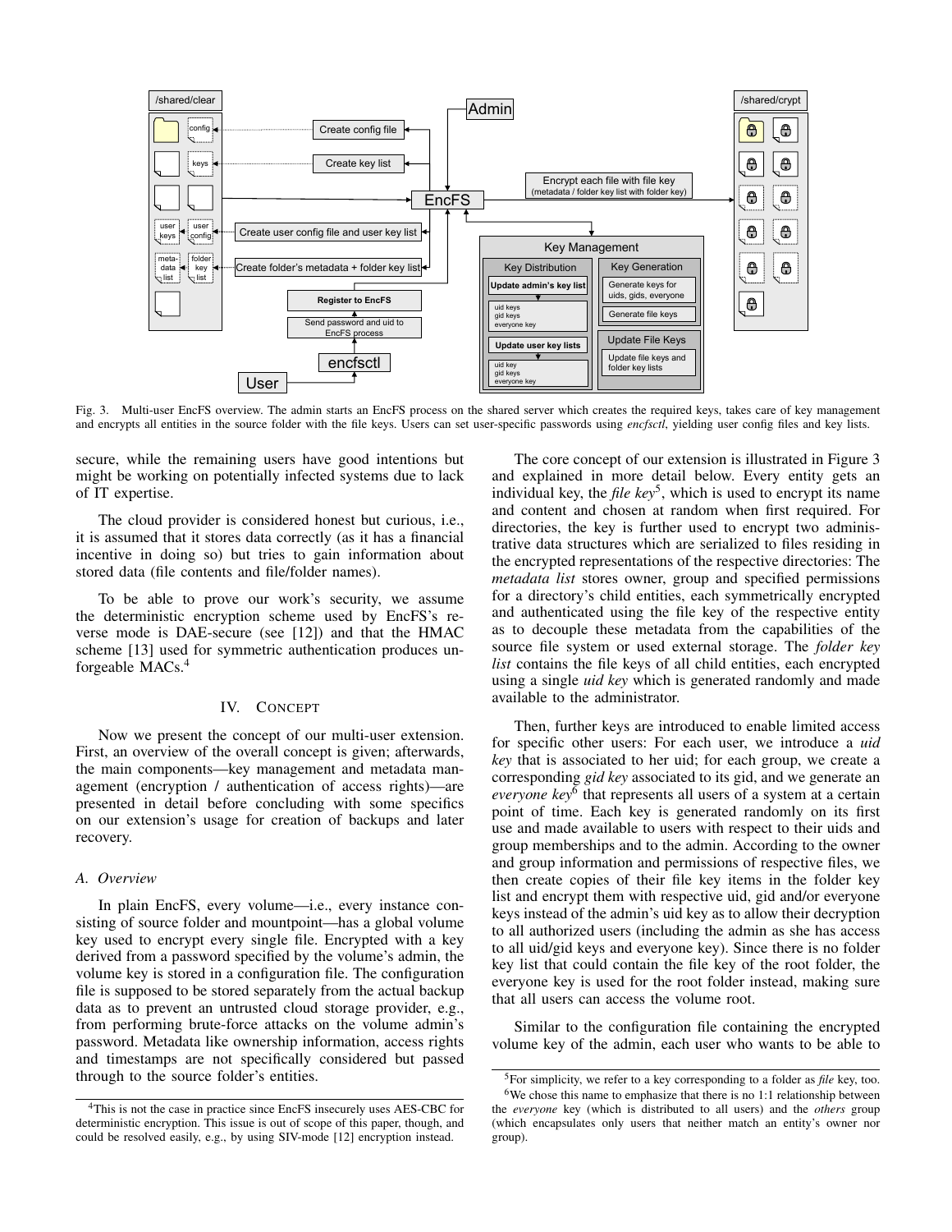Fig. 3. Multi-user EncFS overview. The admin starts an EncFS process on the shared server which creates the required keys, takes care of key management and encrypts all entities in the source folder with the file keys. Users can set user-specific passwords using *encfsctl*, yielding user config files and key lists.

secure, while the remaining users have good intentions but might be working on potentially infected systems due to lack of IT expertise.

The cloud provider is considered honest but curious, i.e., it is assumed that it stores data correctly (as it has a financial incentive in doing so) but tries to gain information about stored data (file contents and file/folder names).

To be able to prove our work's security, we assume the deterministic encryption scheme used by EncFS's reverse mode is DAE-secure (see [12]) and that the HMAC scheme [13] used for symmetric authentication produces unforgeable MACs.[4]

## IV. Concept

Now we present the concept of our multi-user extension. First, an overview of the overall concept is given; afterwards, the main components—key management and metadata management (encryption / authentication of access rights)—are presented in detail before concluding with some specifics on our extension's usage for creation of backups and later recovery.

### A. Overview

In plain EncFS, every volume—i.e., every instance consisting of source folder and mountpoint—has a global volume key used to encrypt every single file. Encrypted with a key derived from a password specified by the volume's admin, the volume key is stored in a configuration file. The configuration file is supposed to be stored separately from the actual backup data as to prevent an untrusted cloud storage provider, e.g., from performing brute-force attacks on the volume admin's password. Metadata like ownership information, access rights and timestamps are not specifically considered but passed through to the source folder's entities.

The core concept of our extension is illustrated in Figure 3 and explained in more detail below. Every entity gets an individual key, the *file key*[5], which is used to encrypt its name and content and chosen at random when first required. For directories, the key is further used to encrypt two administrative data structures which are serialized to files residing in the encrypted representations of the respective directories: The *metadata list* stores owner, group and specified permissions for a directory's child entities, each symmetrically encrypted and authenticated using the file key of the respective entity as to decouple these metadata from the capabilities of the source file system or used external storage. The *folder key list* contains the file keys of all child entities, each encrypted using a single *uid key* which is generated randomly and made available to the administrator.

Then, further keys are introduced to enable limited access for specific other users: For each user, we introduce a *uid key* that is associated to her uid; for each group, we create a corresponding *gid key* associated to its gid, and we generate an *everyone key*[6] that represents all users of a system at a certain point of time. Each key is generated randomly on its first use and made available to users with respect to their uids and group memberships and to the admin. According to the owner and group information and permissions of respective files, we then create copies of their file key items in the folder key list and encrypt them with respective uid, gid and/or everyone keys instead of the admin's uid key as to allow their decryption to all authorized users (including the admin as she has access to all uid/gid keys and everyone key). Since there is no folder key list that could contain the file key of the root folder, the everyone key is used for the root folder instead, making sure that all users can access the volume root.

Similar to the configuration file containing the encrypted volume key of the admin, each user who wants to be able to

[4]This is not the case in practice since EncFS insecurely uses AES-CBC for deterministic encryption. This issue is out of scope of this paper, though, and could be resolved easily, e.g., by using SIV-mode [12] encryption instead.

[5]For simplicity, we refer to a key corresponding to a folder as *file* key, too.

[6]We chose this name to emphasize that there is no 1:1 relationship between the *everyone* key (which is distributed to all users) and the *others* group (which encapsulates only users that neither match an entity's owner nor group).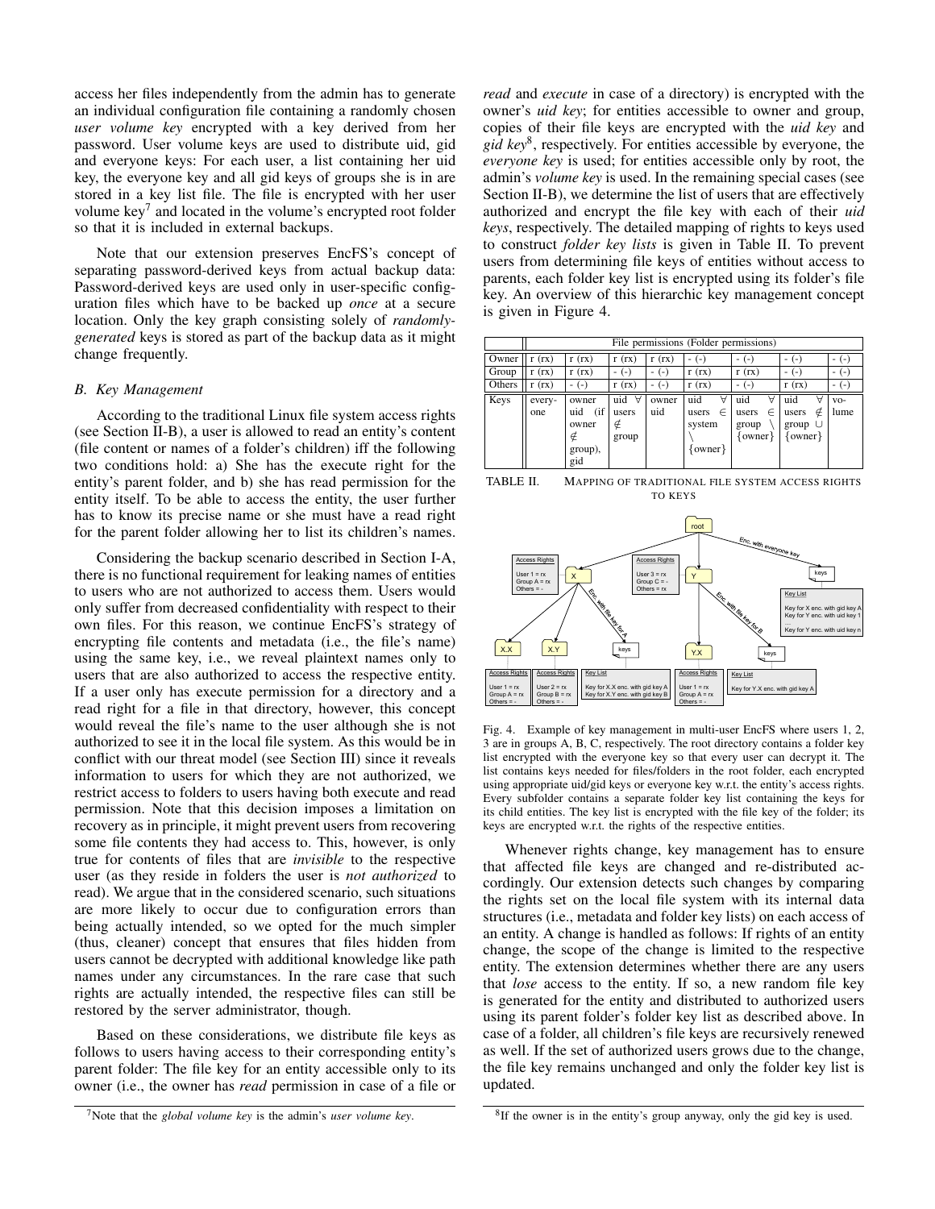access her files independently from the admin has to generate an individual configuration file containing a randomly chosen *user volume key* encrypted with a key derived from her password. User volume keys are used to distribute uid, gid and everyone keys: For each user, a list containing her uid key, the everyone key and all gid keys of groups she is in are stored in a key list file. The file is encrypted with her user volume key[7] and located in the volume's encrypted root folder so that it is included in external backups.

Note that our extension preserves EncFS's concept of separating password-derived keys from actual backup data: Password-derived keys are used only in user-specific configuration files which have to be backed up *once* at a secure location. Only the key graph consisting solely of *randomly-generated* keys is stored as part of the backup data as it might change frequently.

### B. Key Management

According to the traditional Linux file system access rights (see Section II-B), a user is allowed to read an entity's content (file content or names of a folder's children) iff the following two conditions hold: a) She has the execute right for the entity's parent folder, and b) she has read permission for the entity itself. To be able to access the entity, the user further has to know its precise name or she must have a read right for the parent folder allowing her to list its children's names.

Considering the backup scenario described in Section I-A, there is no functional requirement for leaking names of entities to users who are not authorized to access them. Users would only suffer from decreased confidentiality with respect to their own files. For this reason, we continue EncFS's strategy of encrypting file contents and metadata (i.e., the file's name) using the same key, i.e., we reveal plaintext names only to users that are also authorized to access the respective entity. If a user only has execute permission for a directory and a read right for a file in that directory, however, this concept would reveal the file's name to the user although she is not authorized to see it in the local file system. As this would be in conflict with our threat model (see Section III) since it reveals information to users for which they are not authorized, we restrict access to folders to users having both execute and read permission. Note that this decision imposes a limitation on recovery as in principle, it might prevent users from recovering some file contents they had access to. This, however, is only true for contents of files that are *invisible* to the respective user (as they reside in folders the user is *not authorized* to read). We argue that in the considered scenario, such situations are more likely to occur due to configuration errors than being actually intended, so we opted for the much simpler (thus, cleaner) concept that ensures that files hidden from users cannot be decrypted with additional knowledge like path names under any circumstances. In the rare case that such rights are actually intended, the respective files can still be restored by the server administrator, though.

Based on these considerations, we distribute file keys as follows to users having access to their corresponding entity's parent folder: The file key for an entity accessible only to its owner (i.e., the owner has *read* permission in case of a file or *read* and *execute* in case of a directory) is encrypted with the owner's *uid key*; for entities accessible to owner and group, copies of their file keys are encrypted with the *uid key* and *gid key*[8], respectively. For entities accessible by everyone, the *everyone key* is used; for entities accessible only by root, the admin's *volume key* is used. In the remaining special cases (see Section II-B), we determine the list of users that are effectively authorized and encrypt the file key with each of their *uid keys*, respectively. The detailed mapping of rights to keys used to construct *folder key lists* is given in Table II. To prevent users from determining file keys of entities without access to parents, each folder key list is encrypted using its folder's file key. An overview of this hierarchic key management concept is given in Figure 4.

| | File permissions (Folder permissions) | | | | | | | |
|---|---|---|---|---|---|---|---|---|
| Owner | r (rx) | r (rx) | r (rx) | r (rx) | - (-) | - (-) | - (-) | - (-) |
| Group | r (rx) | r (rx) | - (-) | - (-) | r (rx) | r (rx) | - (-) | - (-) |
| Others | r (rx) | - (-) | r (rx) | - (-) | r (rx) | - (-) | r (rx) | - (-) |
| Keys | everyone | owner uid (if owner $\notin$ group), gid | uid $\forall$ users $\notin$ group | owner uid | uid $\forall$ users $\in$ system $\setminus$ {owner} | uid $\forall$ users $\in$ group $\setminus$ {owner} | uid $\forall$ users $\notin$ group $\cup$ {owner} | volume |

TABLE II. MAPPING OF TRADITIONAL FILE SYSTEM ACCESS RIGHTS TO KEYS

Fig. 4. Example of key management in multi-user EncFS where users 1, 2, 3 are in groups A, B, C, respectively. The root directory contains a folder key list encrypted with the everyone key so that every user can decrypt it. The list contains keys needed for files/folders in the root folder, each encrypted using appropriate uid/gid keys or everyone key w.r.t. the entity's access rights. Every subfolder contains a separate folder key list containing the keys for its child entities. The key list is encrypted with the file key of the folder; its keys are encrypted w.r.t. the rights of the respective entities.

Whenever rights change, key management has to ensure that affected file keys are changed and re-distributed accordingly. Our extension detects such changes by comparing the rights set on the local file system with its internal data structures (i.e., metadata and folder key lists) on each access of an entity. A change is handled as follows: If rights of an entity change, the scope of the change is limited to the respective entity. The extension determines whether there are any users that *lose* access to the entity. If so, a new random file key is generated for the entity and distributed to authorized users using its parent folder's folder key list as described above. In case of a folder, all children's file keys are recursively renewed as well. If the set of authorized users grows due to the change, the file key remains unchanged and only the folder key list is updated.

[7] Note that the *global volume key* is the admin's *user volume key*.

[8] If the owner is in the entity's group anyway, only the gid key is used.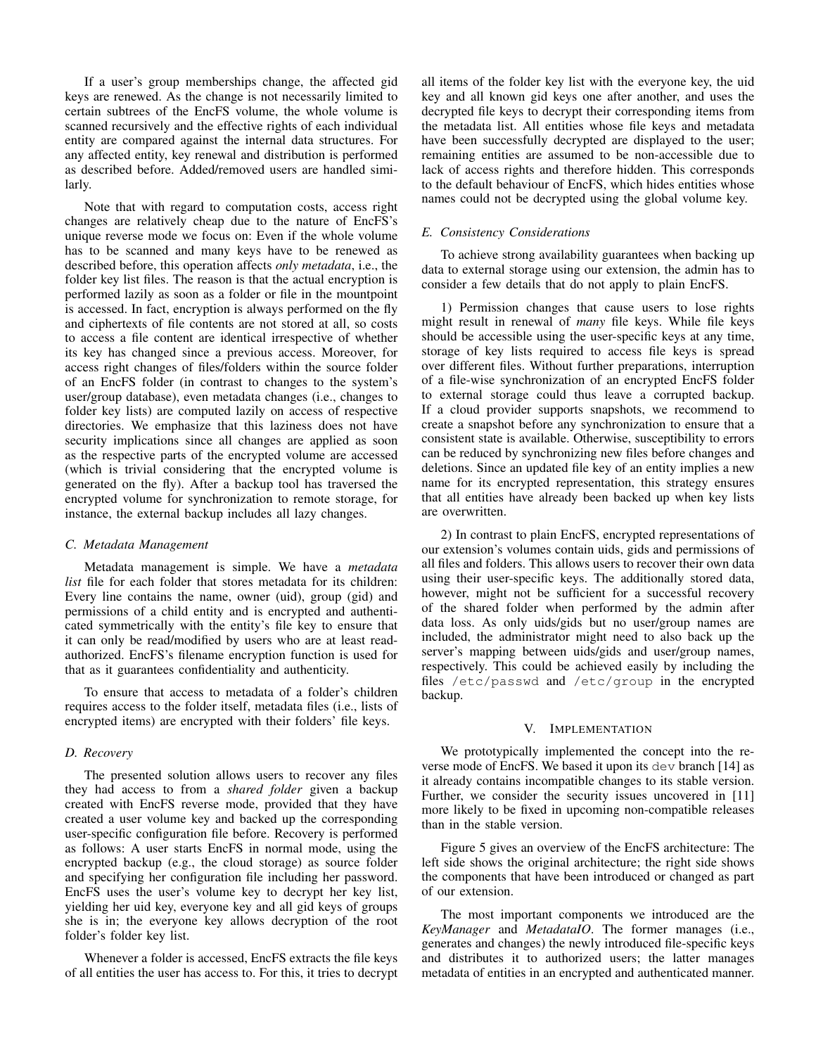If a user's group memberships change, the affected gid keys are renewed. As the change is not necessarily limited to certain subtrees of the EncFS volume, the whole volume is scanned recursively and the effective rights of each individual entity are compared against the internal data structures. For any affected entity, key renewal and distribution is performed as described before. Added/removed users are handled similarly.

Note that with regard to computation costs, access right changes are relatively cheap due to the nature of EncFS's unique reverse mode we focus on: Even if the whole volume has to be scanned and many keys have to be renewed as described before, this operation affects *only metadata*, i.e., the folder key list files. The reason is that the actual encryption is performed lazily as soon as a folder or file in the mountpoint is accessed. In fact, encryption is always performed on the fly and ciphertexts of file contents are not stored at all, so costs to access a file content are identical irrespective of whether its key has changed since a previous access. Moreover, for access right changes of files/folders within the source folder of an EncFS folder (in contrast to changes to the system's user/group database), even metadata changes (i.e., changes to folder key lists) are computed lazily on access of respective directories. We emphasize that this laziness does not have security implications since all changes are applied as soon as the respective parts of the encrypted volume are accessed (which is trivial considering that the encrypted volume is generated on the fly). After a backup tool has traversed the encrypted volume for synchronization to remote storage, for instance, the external backup includes all lazy changes.

### C. Metadata Management

Metadata management is simple. We have a *metadata list* file for each folder that stores metadata for its children: Every line contains the name, owner (uid), group (gid) and permissions of a child entity and is encrypted and authenticated symmetrically with the entity's file key to ensure that it can only be read/modified by users who are at least read-authorized. EncFS's filename encryption function is used for that as it guarantees confidentiality and authenticity.

To ensure that access to metadata of a folder's children requires access to the folder itself, metadata files (i.e., lists of encrypted items) are encrypted with their folders' file keys.

### D. Recovery

The presented solution allows users to recover any files they had access to from a *shared folder* given a backup created with EncFS reverse mode, provided that they have created a user volume key and backed up the corresponding user-specific configuration file before. Recovery is performed as follows: A user starts EncFS in normal mode, using the encrypted backup (e.g., the cloud storage) as source folder and specifying her configuration file including her password. EncFS uses the user's volume key to decrypt her key list, yielding her uid key, everyone key and all gid keys of groups she is in; the everyone key allows decryption of the root folder's folder key list.

Whenever a folder is accessed, EncFS extracts the file keys of all entities the user has access to. For this, it tries to decrypt all items of the folder key list with the everyone key, the uid key and all known gid keys one after another, and uses the decrypted file keys to decrypt their corresponding items from the metadata list. All entities whose file keys and metadata have been successfully decrypted are displayed to the user; remaining entities are assumed to be non-accessible due to lack of access rights and therefore hidden. This corresponds to the default behaviour of EncFS, which hides entities whose names could not be decrypted using the global volume key.

### E. Consistency Considerations

To achieve strong availability guarantees when backing up data to external storage using our extension, the admin has to consider a few details that do not apply to plain EncFS.

1) Permission changes that cause users to lose rights might result in renewal of *many* file keys. While file keys should be accessible using the user-specific keys at any time, storage of key lists required to access file keys is spread over different files. Without further preparations, interruption of a file-wise synchronization of an encrypted EncFS folder to external storage could thus leave a corrupted backup. If a cloud provider supports snapshots, we recommend to create a snapshot before any synchronization to ensure that a consistent state is available. Otherwise, susceptibility to errors can be reduced by synchronizing new files before changes and deletions. Since an updated file key of an entity implies a new name for its encrypted representation, this strategy ensures that all entities have already been backed up when key lists are overwritten.

2) In contrast to plain EncFS, encrypted representations of our extension's volumes contain uids, gids and permissions of all files and folders. This allows users to recover their own data using their user-specific keys. The additionally stored data, however, might not be sufficient for a successful recovery of the shared folder when performed by the admin after data loss. As only uids/gids but no user/group names are included, the administrator might need to also back up the server's mapping between uids/gids and user/group names, respectively. This could be achieved easily by including the files `/etc/passwd` and `/etc/group` in the encrypted backup.

## V. Implementation

We prototypically implemented the concept into the reverse mode of EncFS. We based it upon its `dev` branch [14] as it already contains incompatible changes to its stable version. Further, we consider the security issues uncovered in [11] more likely to be fixed in upcoming non-compatible releases than in the stable version.

Figure 5 gives an overview of the EncFS architecture: The left side shows the original architecture; the right side shows the components that have been introduced or changed as part of our extension.

The most important components we introduced are the *KeyManager* and *MetadataIO*. The former manages (i.e., generates and changes) the newly introduced file-specific keys and distributes it to authorized users; the latter manages metadata of entities in an encrypted and authenticated manner.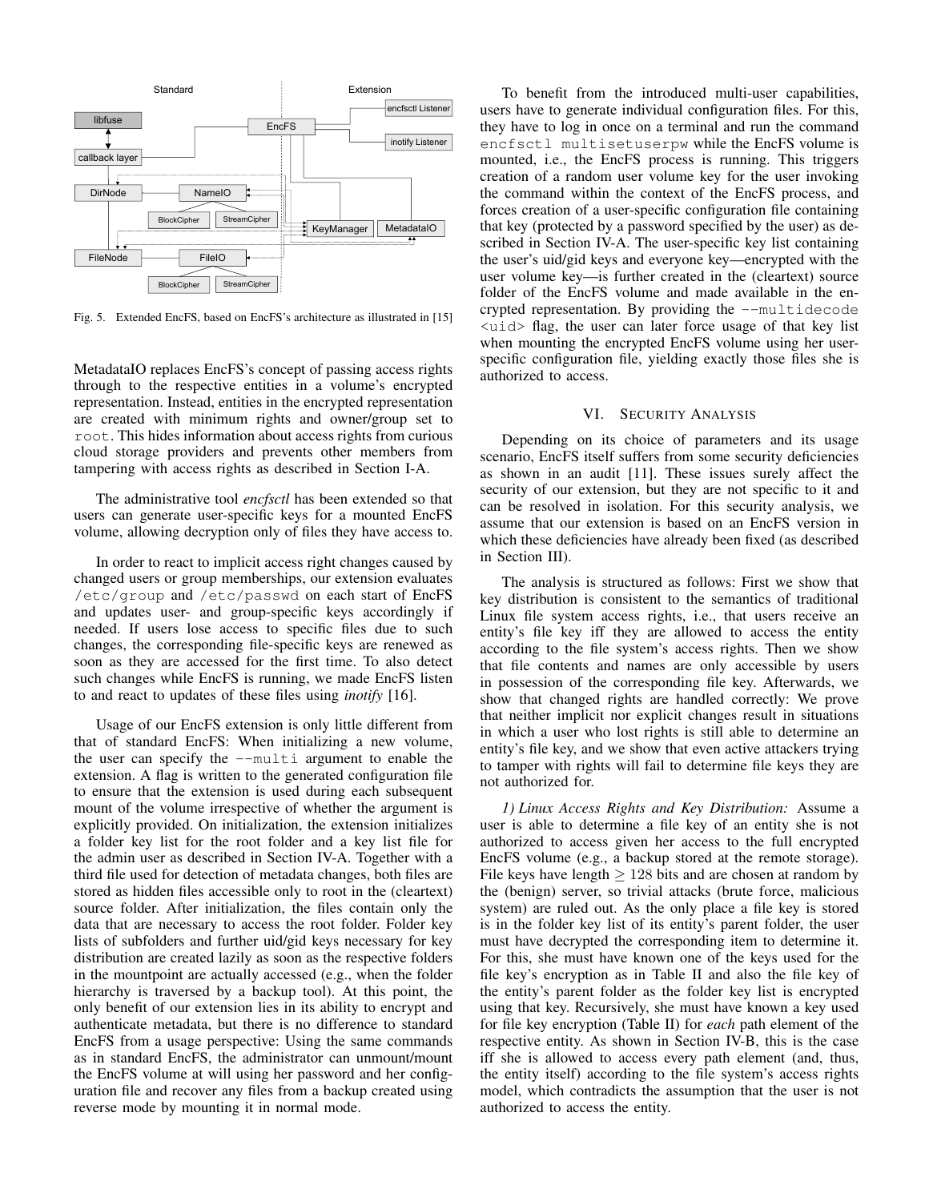Fig. 5. Extended EncFS, based on EncFS's architecture as illustrated in [15]

MetadataIO replaces EncFS's concept of passing access rights through to the respective entities in a volume's encrypted representation. Instead, entities in the encrypted representation are created with minimum rights and owner/group set to `root`. This hides information about access rights from curious cloud storage providers and prevents other members from tampering with access rights as described in Section I-A.

The administrative tool *encfsctl* has been extended so that users can generate user-specific keys for a mounted EncFS volume, allowing decryption only of files they have access to.

In order to react to implicit access right changes caused by changed users or group memberships, our extension evaluates `/etc/group` and `/etc/passwd` on each start of EncFS and updates user- and group-specific keys accordingly if needed. If users lose access to specific files due to such changes, the corresponding file-specific keys are renewed as soon as they are accessed for the first time. To also detect such changes while EncFS is running, we made EncFS listen to and react to updates of these files using *inotify* [16].

Usage of our EncFS extension is only little different from that of standard EncFS: When initializing a new volume, the user can specify the `--multi` argument to enable the extension. A flag is written to the generated configuration file to ensure that the extension is used during each subsequent mount of the volume irrespective of whether the argument is explicitly provided. On initialization, the extension initializes a folder key list for the root folder and a key list file for the admin user as described in Section IV-A. Together with a third file used for detection of metadata changes, both files are stored as hidden files accessible only to root in the (cleartext) source folder. After initialization, the files contain only the data that are necessary to access the root folder. Folder key lists of subfolders and further uid/gid keys necessary for key distribution are created lazily as soon as the respective folders in the mountpoint are actually accessed (e.g., when the folder hierarchy is traversed by a backup tool). At this point, the only benefit of our extension lies in its ability to encrypt and authenticate metadata, but there is no difference to standard EncFS from a usage perspective: Using the same commands as in standard EncFS, the administrator can unmount/mount the EncFS volume at will using her password and her configuration file and recover any files from a backup created using reverse mode by mounting it in normal mode.

To benefit from the introduced multi-user capabilities, users have to generate individual configuration files. For this, they have to log in once on a terminal and run the command `encfsctl multisetuserpw` while the EncFS volume is mounted, i.e., the EncFS process is running. This triggers creation of a random user volume key for the user invoking the command within the context of the EncFS process, and forces creation of a user-specific configuration file containing that key (protected by a password specified by the user) as described in Section IV-A. The user-specific key list containing the user's uid/gid keys and everyone key—encrypted with the user volume key—is further created in the (cleartext) source folder of the EncFS volume and made available in the encrypted representation. By providing the `--multidecode <uid>` flag, the user can later force usage of that key list when mounting the encrypted EncFS volume using her user-specific configuration file, yielding exactly those files she is authorized to access.

## VI. Security Analysis

Depending on its choice of parameters and its usage scenario, EncFS itself suffers from some security deficiencies as shown in an audit [11]. These issues surely affect the security of our extension, but they are not specific to it and can be resolved in isolation. For this security analysis, we assume that our extension is based on an EncFS version in which these deficiencies have already been fixed (as described in Section III).

The analysis is structured as follows: First we show that key distribution is consistent to the semantics of traditional Linux file system access rights, i.e., that users receive an entity's file key iff they are allowed to access the entity according to the file system's access rights. Then we show that file contents and names are only accessible by users in possession of the corresponding file key. Afterwards, we show that changed rights are handled correctly: We prove that neither implicit nor explicit changes result in situations in which a user who lost rights is still able to determine an entity's file key, and we show that even active attackers trying to tamper with rights will fail to determine file keys they are not authorized for.

*1) Linux Access Rights and Key Distribution:* Assume a user is able to determine a file key of an entity she is not authorized to access given her access to the full encrypted EncFS volume (e.g., a backup stored at the remote storage). File keys have length $\geq 128$ bits and are chosen at random by the (benign) server, so trivial attacks (brute force, malicious system) are ruled out. As the only place a file key is stored is in the folder key list of its entity's parent folder, the user must have decrypted the corresponding item to determine it. For this, she must have known one of the keys used for the file key's encryption as in Table II and also the file key of the entity's parent folder as the folder key list is encrypted using that key. Recursively, she must have known a key used for file key encryption (Table II) for *each* path element of the respective entity. As shown in Section IV-B, this is the case iff she is allowed to access every path element (and, thus, the entity itself) according to the file system's access rights model, which contradicts the assumption that the user is not authorized to access the entity.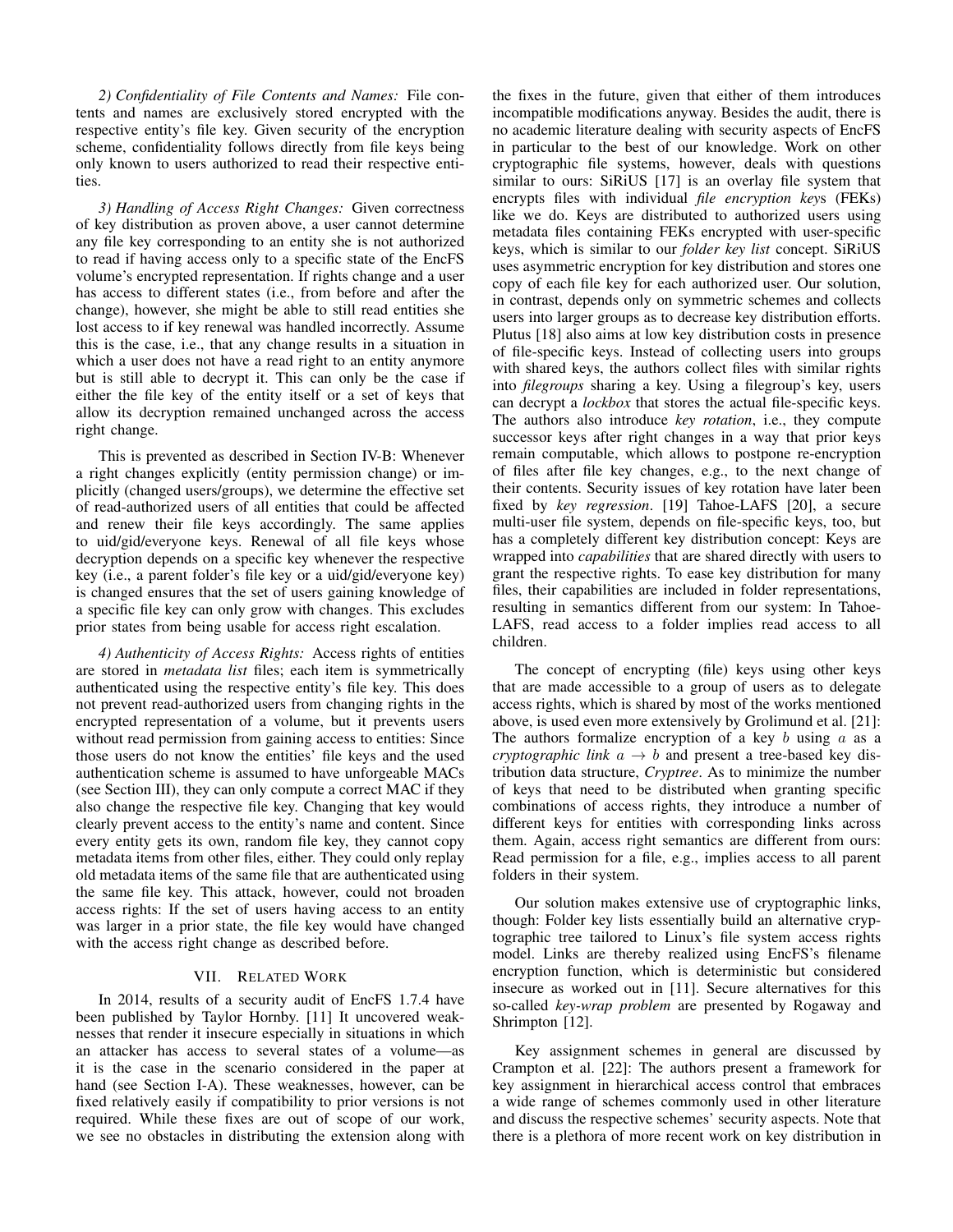*2) Confidentiality of File Contents and Names:* File contents and names are exclusively stored encrypted with the respective entity's file key. Given security of the encryption scheme, confidentiality follows directly from file keys being only known to users authorized to read their respective entities.

*3) Handling of Access Right Changes:* Given correctness of key distribution as proven above, a user cannot determine any file key corresponding to an entity she is not authorized to read if having access only to a specific state of the EncFS volume's encrypted representation. If rights change and a user has access to different states (i.e., from before and after the change), however, she might be able to still read entities she lost access to if key renewal was handled incorrectly. Assume this is the case, i.e., that any change results in a situation in which a user does not have a read right to an entity anymore but is still able to decrypt it. This can only be the case if either the file key of the entity itself or a set of keys that allow its decryption remained unchanged across the access right change.

This is prevented as described in Section IV-B: Whenever a right changes explicitly (entity permission change) or implicitly (changed users/groups), we determine the effective set of read-authorized users of all entities that could be affected and renew their file keys accordingly. The same applies to uid/gid/everyone keys. Renewal of all file keys whose decryption depends on a specific key whenever the respective key (i.e., a parent folder's file key or a uid/gid/everyone key) is changed ensures that the set of users gaining knowledge of a specific file key can only grow with changes. This excludes prior states from being usable for access right escalation.

*4) Authenticity of Access Rights:* Access rights of entities are stored in *metadata list* files; each item is symmetrically authenticated using the respective entity's file key. This does not prevent read-authorized users from changing rights in the encrypted representation of a volume, but it prevents users without read permission from gaining access to entities: Since those users do not know the entities' file keys and the used authentication scheme is assumed to have unforgeable MACs (see Section III), they can only compute a correct MAC if they also change the respective file key. Changing that key would clearly prevent access to the entity's name and content. Since every entity gets its own, random file key, they cannot copy metadata items from other files, either. They could only replay old metadata items of the same file that are authenticated using the same file key. This attack, however, could not broaden access rights: If the set of users having access to an entity was larger in a prior state, the file key would have changed with the access right change as described before.

## VII. Related Work

In 2014, results of a security audit of EncFS 1.7.4 have been published by Taylor Hornby. [11] It uncovered weaknesses that render it insecure especially in situations in which an attacker has access to several states of a volume—as it is the case in the scenario considered in the paper at hand (see Section I-A). These weaknesses, however, can be fixed relatively easily if compatibility to prior versions is not required. While these fixes are out of scope of our work, we see no obstacles in distributing the extension along with the fixes in the future, given that either of them introduces incompatible modifications anyway. Besides the audit, there is no academic literature dealing with security aspects of EncFS in particular to the best of our knowledge. Work on other cryptographic file systems, however, deals with questions similar to ours: SiRiUS [17] is an overlay file system that encrypts files with individual *file encryption key*s (FEKs) like we do. Keys are distributed to authorized users using metadata files containing FEKs encrypted with user-specific keys, which is similar to our *folder key list* concept. SiRiUS uses asymmetric encryption for key distribution and stores one copy of each file key for each authorized user. Our solution, in contrast, depends only on symmetric schemes and collects users into larger groups as to decrease key distribution efforts. Plutus [18] also aims at low key distribution costs in presence of file-specific keys. Instead of collecting users into groups with shared keys, the authors collect files with similar rights into *filegroups* sharing a key. Using a filegroup's key, users can decrypt a *lockbox* that stores the actual file-specific keys. The authors also introduce *key rotation*, i.e., they compute successor keys after right changes in a way that prior keys remain computable, which allows to postpone re-encryption of files after file key changes, e.g., to the next change of their contents. Security issues of key rotation have later been fixed by *key regression*. [19] Tahoe-LAFS [20], a secure multi-user file system, depends on file-specific keys, too, but has a completely different key distribution concept: Keys are wrapped into *capabilities* that are shared directly with users to grant the respective rights. To ease key distribution for many files, their capabilities are included in folder representations, resulting in semantics different from our system: In Tahoe-LAFS, read access to a folder implies read access to all children.

The concept of encrypting (file) keys using other keys that are made accessible to a group of users as to delegate access rights, which is shared by most of the works mentioned above, is used even more extensively by Grolimund et al. [21]: The authors formalize encryption of a key $b$ using $a$ as a *cryptographic link* $a \rightarrow b$ and present a tree-based key distribution data structure, *Cryptree*. As to minimize the number of keys that need to be distributed when granting specific combinations of access rights, they introduce a number of different keys for entities with corresponding links across them. Again, access right semantics are different from ours: Read permission for a file, e.g., implies access to all parent folders in their system.

Our solution makes extensive use of cryptographic links, though: Folder key lists essentially build an alternative cryptographic tree tailored to Linux's file system access rights model. Links are thereby realized using EncFS's filename encryption function, which is deterministic but considered insecure as worked out in [11]. Secure alternatives for this so-called *key-wrap problem* are presented by Rogaway and Shrimpton [12].

Key assignment schemes in general are discussed by Crampton et al. [22]: The authors present a framework for key assignment in hierarchical access control that embraces a wide range of schemes commonly used in other literature and discuss the respective schemes' security aspects. Note that there is a plethora of more recent work on key distribution in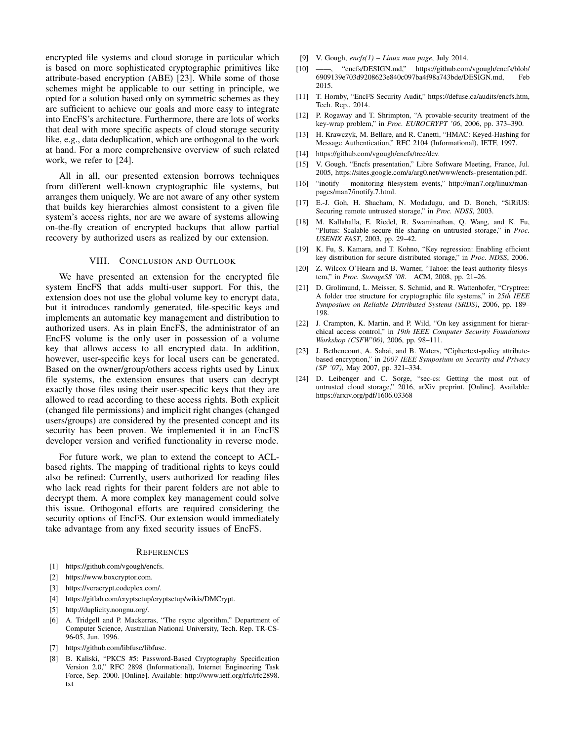encrypted file systems and cloud storage in particular which is based on more sophisticated cryptographic primitives like attribute-based encryption (ABE) [23]. While some of those schemes might be applicable to our setting in principle, we opted for a solution based only on symmetric schemes as they are sufficient to achieve our goals and more easy to integrate into EncFS's architecture. Furthermore, there are lots of works that deal with more specific aspects of cloud storage security like, e.g., data deduplication, which are orthogonal to the work at hand. For a more comprehensive overview of such related work, we refer to [24].

All in all, our presented extension borrows techniques from different well-known cryptographic file systems, but arranges them uniquely. We are not aware of any other system that builds key hierarchies almost consistent to a given file system's access rights, nor are we aware of systems allowing on-the-fly creation of encrypted backups that allow partial recovery by authorized users as realized by our extension.

## VIII. Conclusion and Outlook

We have presented an extension for the encrypted file system EncFS that adds multi-user support. For this, the extension does not use the global volume key to encrypt data, but it introduces randomly generated, file-specific keys and implements an automatic key management and distribution to authorized users. As in plain EncFS, the administrator of an EncFS volume is the only user in possession of a volume key that allows access to all encrypted data. In addition, however, user-specific keys for local users can be generated. Based on the owner/group/others access rights used by Linux file systems, the extension ensures that users can decrypt exactly those files using their user-specific keys that they are allowed to read according to these access rights. Both explicit (changed file permissions) and implicit right changes (changed users/groups) are considered by the presented concept and its security has been proven. We implemented it in an EncFS developer version and verified functionality in reverse mode.

For future work, we plan to extend the concept to ACL-based rights. The mapping of traditional rights to keys could also be refined: Currently, users authorized for reading files who lack read rights for their parent folders are not able to decrypt them. A more complex key management could solve this issue. Orthogonal efforts are required considering the security options of EncFS. Our extension would immediately take advantage from any fixed security issues of EncFS.

## References

[1] https://github.com/vgough/encfs.

[2] https://www.boxcryptor.com.

[3] https://veracrypt.codeplex.com/.

[4] https://gitlab.com/cryptsetup/cryptsetup/wikis/DMCrypt.

[5] http://duplicity.nongnu.org/.

[6] A. Tridgell and P. Mackerras, "The rsync algorithm," Department of Computer Science, Australian National University, Tech. Rep. TR-CS-96-05, Jun. 1996.

[7] https://github.com/libfuse/libfuse.

[8] B. Kaliski, "PKCS #5: Password-Based Cryptography Specification Version 2.0," RFC 2898 (Informational), Internet Engineering Task Force, Sep. 2000. [Online]. Available: http://www.ietf.org/rfc/rfc2898.txt

[9] V. Gough, *encfs(1) – Linux man page*, July 2014.

[10] ——, "encfs/DESIGN.md," https://github.com/vgough/encfs/blob/6909139e703d9208623e840c097ba4f98a743bde/DESIGN.md, Feb 2015.

[11] T. Hornby, "EncFS Security Audit," https://defuse.ca/audits/encfs.htm, Tech. Rep., 2014.

[12] P. Rogaway and T. Shrimpton, "A provable-security treatment of the key-wrap problem," in *Proc. EUROCRYPT '06*, 2006, pp. 373–390.

[13] H. Krawczyk, M. Bellare, and R. Canetti, "HMAC: Keyed-Hashing for Message Authentication," RFC 2104 (Informational), IETF, 1997.

[14] https://github.com/vgough/encfs/tree/dev.

[15] V. Gough, "Encfs presentation," Libre Software Meeting, France, Jul. 2005, https://sites.google.com/a/arg0.net/www/encfs-presentation.pdf.

[16] "inotify – monitoring filesystem events," http://man7.org/linux/man-pages/man7/inotify.7.html.

[17] E.-J. Goh, H. Shacham, N. Modadugu, and D. Boneh, "SiRiUS: Securing remote untrusted storage," in *Proc. NDSS*, 2003.

[18] M. Kallahalla, E. Riedel, R. Swaminathan, Q. Wang, and K. Fu, "Plutus: Scalable secure file sharing on untrusted storage," in *Proc. USENIX FAST*, 2003, pp. 29–42.

[19] K. Fu, S. Kamara, and T. Kohno, "Key regression: Enabling efficient key distribution for secure distributed storage," in *Proc. NDSS*, 2006.

[20] Z. Wilcox-O'Hearn and B. Warner, "Tahoe: the least-authority filesystem," in *Proc. StorageSS '08*. ACM, 2008, pp. 21–26.

[21] D. Grolimund, L. Meisser, S. Schmid, and R. Wattenhofer, "Cryptree: A folder tree structure for cryptographic file systems," in *25th IEEE Symposium on Reliable Distributed Systems (SRDS)*, 2006, pp. 189–198.

[22] J. Crampton, K. Martin, and P. Wild, "On key assignment for hierarchical access control," in *19th IEEE Computer Security Foundations Workshop (CSFW'06)*, 2006, pp. 98–111.

[23] J. Bethencourt, A. Sahai, and B. Waters, "Ciphertext-policy attribute-based encryption," in *2007 IEEE Symposium on Security and Privacy (SP '07)*, May 2007, pp. 321–334.

[24] D. Leibenger and C. Sorge, "sec-cs: Getting the most out of untrusted cloud storage," 2016, arXiv preprint. [Online]. Available: https://arxiv.org/pdf/1606.03368